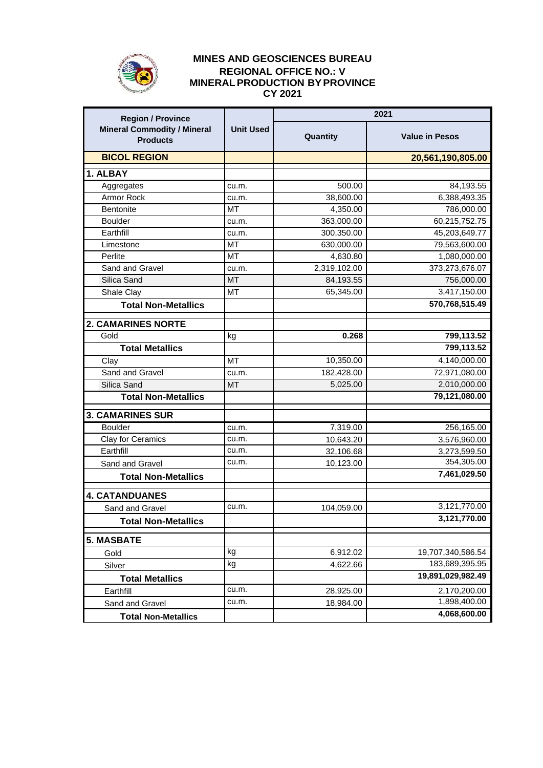# MINES AND GEOSCIENCES BUREAU
## REGIONAL OFFICE NO.: V
## MINERAL PRODUCTION BY PROVINCE
## CY 2021

| Region / Province<br>Mineral Commodity / Mineral Products | Unit Used | 2021 | |
|---|---|---|---|
| | | Quantity | Value in Pesos |
| **BICOL REGION** | | | **20,561,190,805.00** |
| **1. ALBAY** | | | |
| Aggregates | cu.m. | 500.00 | 84,193.55 |
| Armor Rock | cu.m. | 38,600.00 | 6,388,493.35 |
| Bentonite | MT | 4,350.00 | 786,000.00 |
| Boulder | cu.m. | 363,000.00 | 60,215,752.75 |
| Earthfill | cu.m. | 300,350.00 | 45,203,649.77 |
| Limestone | MT | 630,000.00 | 79,563,600.00 |
| Perlite | MT | 4,630.80 | 1,080,000.00 |
| Sand and Gravel | cu.m. | 2,319,102.00 | 373,273,676.07 |
| Silica Sand | MT | 84,193.55 | 756,000.00 |
| Shale Clay | MT | 65,345.00 | 3,417,150.00 |
| **Total Non-Metallics** | | | **570,768,515.49** |
| **2. CAMARINES NORTE** | | | |
| Gold | kg | **0.268** | **799,113.52** |
| **Total Metallics** | | | **799,113.52** |
| Clay | MT | 10,350.00 | 4,140,000.00 |
| Sand and Gravel | cu.m. | 182,428.00 | 72,971,080.00 |
| Silica Sand | MT | 5,025.00 | 2,010,000.00 |
| **Total Non-Metallics** | | | **79,121,080.00** |
| **3. CAMARINES SUR** | | | |
| Boulder | cu.m. | 7,319.00 | 256,165.00 |
| Clay for Ceramics | cu.m. | 10,643.20 | 3,576,960.00 |
| Earthfill | cu.m. | 32,106.68 | 3,273,599.50 |
| Sand and Gravel | cu.m. | 10,123.00 | 354,305.00 |
| **Total Non-Metallics** | | | **7,461,029.50** |
| **4. CATANDUANES** | | | |
| Sand and Gravel | cu.m. | 104,059.00 | 3,121,770.00 |
| **Total Non-Metallics** | | | **3,121,770.00** |
| **5. MASBATE** | | | |
| Gold | kg | 6,912.02 | 19,707,340,586.54 |
| Silver | kg | 4,622.66 | 183,689,395.95 |
| **Total Metallics** | | | **19,891,029,982.49** |
| Earthfill | cu.m. | 28,925.00 | 2,170,200.00 |
| Sand and Gravel | cu.m. | 18,984.00 | 1,898,400.00 |
| **Total Non-Metallics** | | | **4,068,600.00** |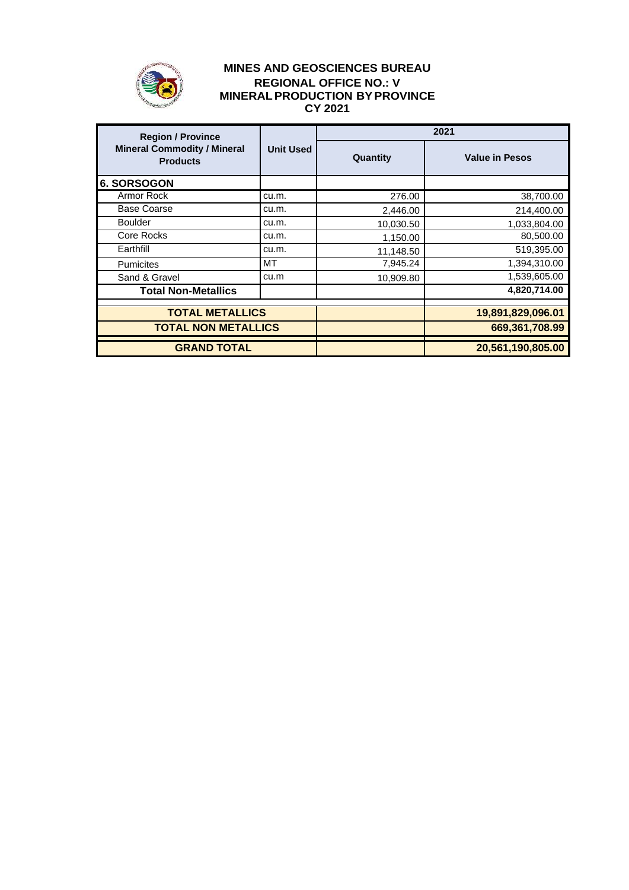**MINES AND GEOSCIENCES BUREAU**
**REGIONAL OFFICE NO.: V**
**MINERAL PRODUCTION BY PROVINCE**
**CY 2021**

| Region / Province Mineral Commodity / Mineral Products | Unit Used | 2021 | |
|---|---|---|---|
| | | Quantity | Value in Pesos |
| **6. SORSOGON** | | | |
| Armor Rock | cu.m. | 276.00 | 38,700.00 |
| Base Coarse | cu.m. | 2,446.00 | 214,400.00 |
| Boulder | cu.m. | 10,030.50 | 1,033,804.00 |
| Core Rocks | cu.m. | 1,150.00 | 80,500.00 |
| Earthfill | cu.m. | 11,148.50 | 519,395.00 |
| Pumicites | MT | 7,945.24 | 1,394,310.00 |
| Sand & Gravel | cu.m | 10,909.80 | 1,539,605.00 |
| **Total Non-Metallics** | | | **4,820,714.00** |
| **TOTAL METALLICS** | | | **19,891,829,096.01** |
| **TOTAL NON METALLICS** | | | **669,361,708.99** |
| **GRAND TOTAL** | | | **20,561,190,805.00** |